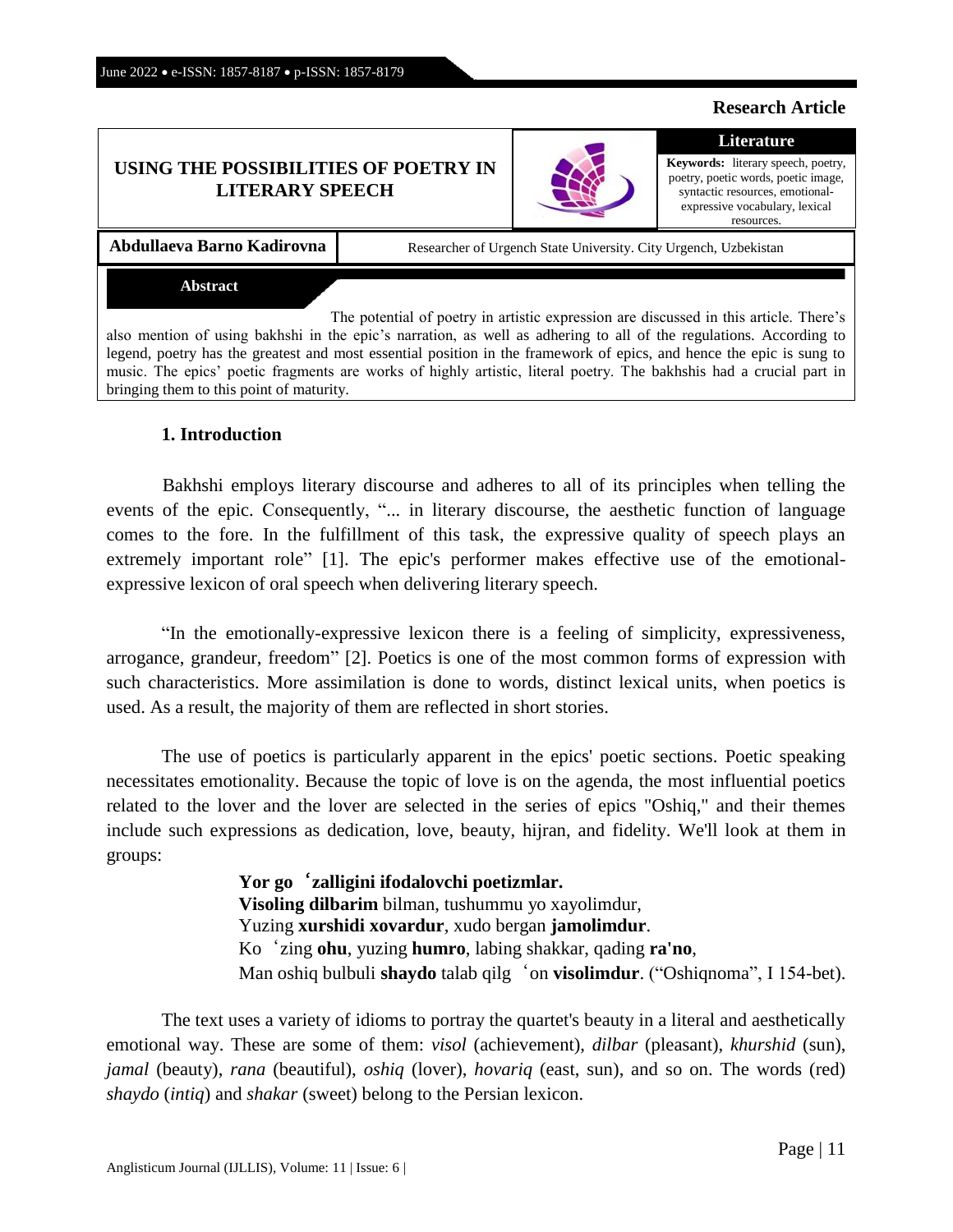**Research Article**

**Literature**

# USING THE POSSIBILITIES OF POETRY IN LITERARY SPEECH

**Keywords:** literary speech, poetry, poetry, poetic words, poetic image, syntactic resources, emotional-expressive vocabulary, lexical resources.

**Abdullaeva Barno Kadirovna**

Researcher of Urgench State University. City Urgench, Uzbekistan

**Abstract**

The potential of poetry in artistic expression are discussed in this article. There's also mention of using bakhshi in the epic's narration, as well as adhering to all of the regulations. According to legend, poetry has the greatest and most essential position in the framework of epics, and hence the epic is sung to music. The epics' poetic fragments are works of highly artistic, literal poetry. The bakhshis had a crucial part in bringing them to this point of maturity.

## 1. Introduction

Bakhshi employs literary discourse and adheres to all of its principles when telling the events of the epic. Consequently, "... in literary discourse, the aesthetic function of language comes to the fore. In the fulfillment of this task, the expressive quality of speech plays an extremely important role" [1]. The epic's performer makes effective use of the emotional-expressive lexicon of oral speech when delivering literary speech.

"In the emotionally-expressive lexicon there is a feeling of simplicity, expressiveness, arrogance, grandeur, freedom" [2]. Poetics is one of the most common forms of expression with such characteristics. More assimilation is done to words, distinct lexical units, when poetics is used. As a result, the majority of them are reflected in short stories.

The use of poetics is particularly apparent in the epics' poetic sections. Poetic speaking necessitates emotionality. Because the topic of love is on the agenda, the most influential poetics related to the lover and the lover are selected in the series of epics "Oshiq," and their themes include such expressions as dedication, love, beauty, hijran, and fidelity. We'll look at them in groups:

**Yor goʻzalligini ifodalovchi poetizmlar.**
**Visoling dilbarim** bilman, tushummu yo xayolimdur,
Yuzing **xurshidi xovardur**, xudo bergan **jamolimdur**.
Koʻzing **ohu**, yuzing **humro**, labing shakkar, qading **ra'no**,
Man oshiq bulbuli **shaydo** talab qilgʻon **visolimdur**. ("Oshiqnoma", I 154-bet).

The text uses a variety of idioms to portray the quartet's beauty in a literal and aesthetically emotional way. These are some of them: *visol* (achievement), *dilbar* (pleasant), *khurshid* (sun), *jamal* (beauty), *rana* (beautiful), *oshiq* (lover), *hovariq* (east, sun), and so on. The words (red) *shaydo* (*intiq*) and *shakar* (sweet) belong to the Persian lexicon.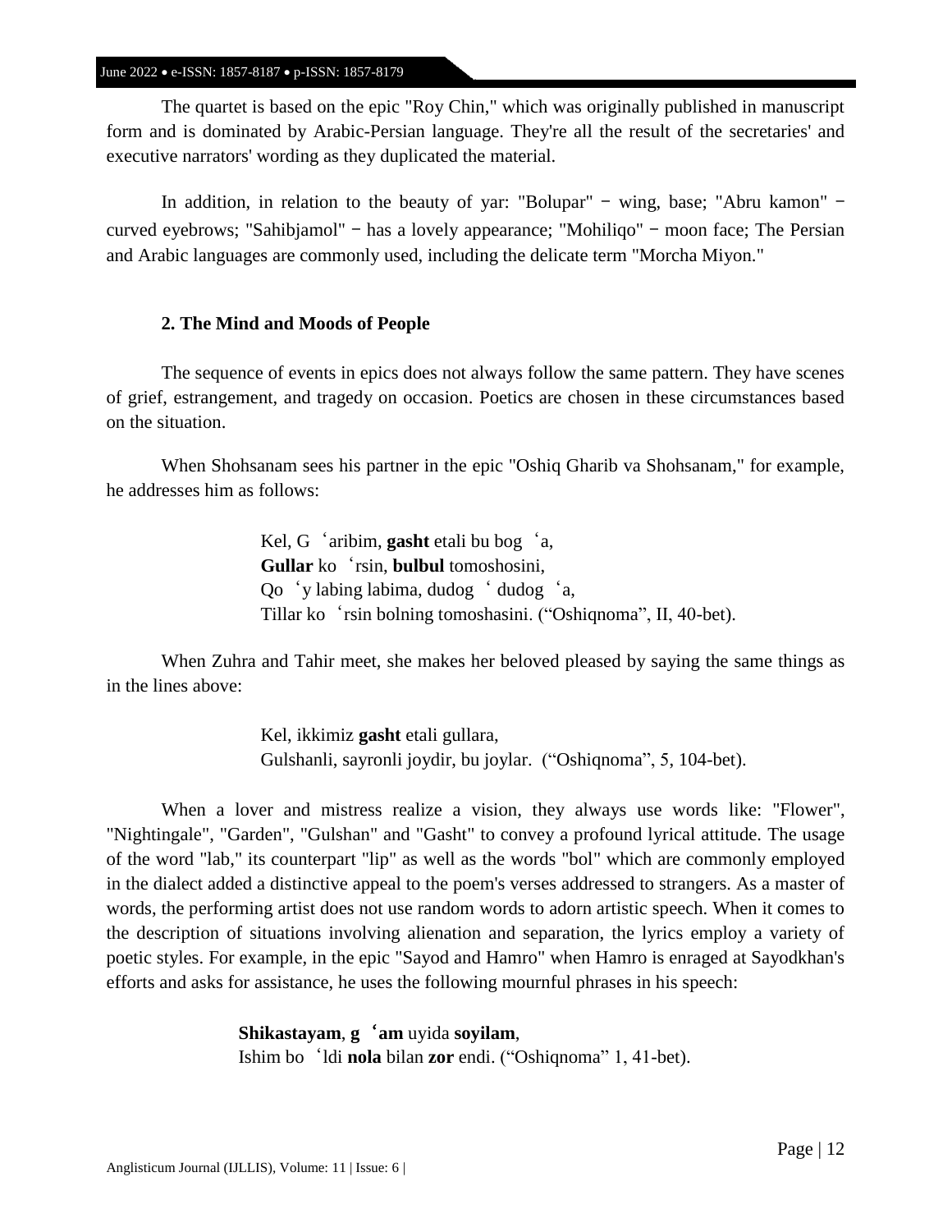The quartet is based on the epic "Roy Chin," which was originally published in manuscript form and is dominated by Arabic-Persian language. They're all the result of the secretaries' and executive narrators' wording as they duplicated the material.

In addition, in relation to the beauty of yar: "Bolupar" − wing, base; "Abru kamon" − curved eyebrows; "Sahibjamol" − has a lovely appearance; "Mohiliqo" − moon face; The Persian and Arabic languages are commonly used, including the delicate term "Morcha Miyon."

### 2. The Mind and Moods of People

The sequence of events in epics does not always follow the same pattern. They have scenes of grief, estrangement, and tragedy on occasion. Poetics are chosen in these circumstances based on the situation.

When Shohsanam sees his partner in the epic "Oshiq Gharib va Shohsanam," for example, he addresses him as follows:

> Kel, Gʻaribim, **gasht** etali bu bogʻa,
> **Gullar** koʻrsin, **bulbul** tomoshosini,
> Qoʻy labing labima, dudogʻ dudogʻa,
> Tillar koʻrsin bolning tomoshasini. ("Oshiqnoma", II, 40-bet).

When Zuhra and Tahir meet, she makes her beloved pleased by saying the same things as in the lines above:

> Kel, ikkimiz **gasht** etali gullara,
> Gulshanli, sayronli joydir, bu joylar. ("Oshiqnoma", 5, 104-bet).

When a lover and mistress realize a vision, they always use words like: "Flower", "Nightingale", "Garden", "Gulshan" and "Gasht" to convey a profound lyrical attitude. The usage of the word "lab," its counterpart "lip" as well as the words "bol" which are commonly employed in the dialect added a distinctive appeal to the poem's verses addressed to strangers. As a master of words, the performing artist does not use random words to adorn artistic speech. When it comes to the description of situations involving alienation and separation, the lyrics employ a variety of poetic styles. For example, in the epic "Sayod and Hamro" when Hamro is enraged at Sayodkhan's efforts and asks for assistance, he uses the following mournful phrases in his speech:

> **Shikastayam**, **gʻam** uyida **soyilam**,
> Ishim boʻldi **nola** bilan **zor** endi. ("Oshiqnoma" 1, 41-bet).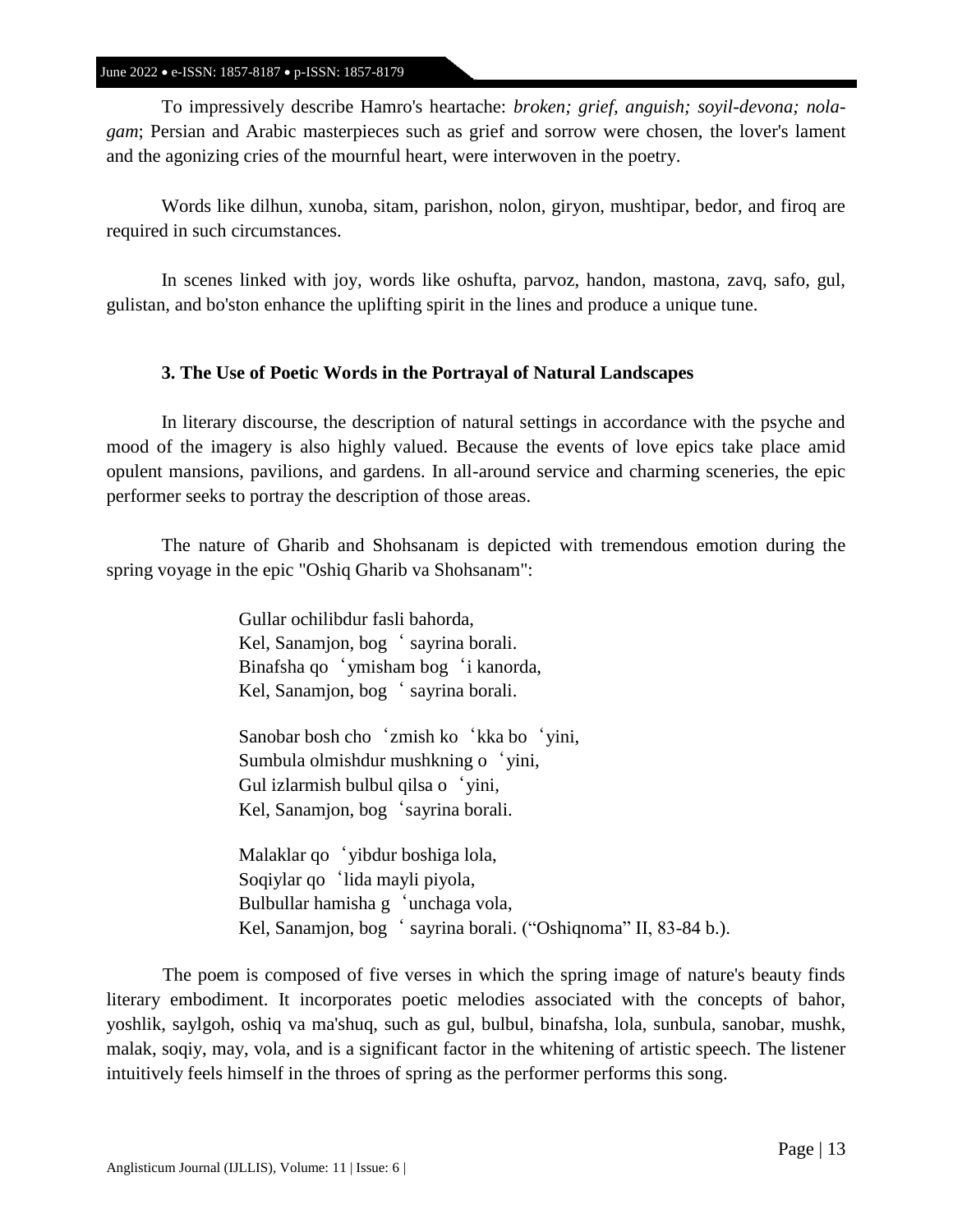To impressively describe Hamro's heartache: *broken; grief, anguish; soyil-devona; nola-gam*; Persian and Arabic masterpieces such as grief and sorrow were chosen, the lover's lament and the agonizing cries of the mournful heart, were interwoven in the poetry.

Words like dilhun, xunoba, sitam, parishon, nolon, giryon, mushtipar, bedor, and firoq are required in such circumstances.

In scenes linked with joy, words like oshufta, parvoz, handon, mastona, zavq, safo, gul, gulistan, and bo'ston enhance the uplifting spirit in the lines and produce a unique tune.

### 3. The Use of Poetic Words in the Portrayal of Natural Landscapes

In literary discourse, the description of natural settings in accordance with the psyche and mood of the imagery is also highly valued. Because the events of love epics take place amid opulent mansions, pavilions, and gardens. In all-around service and charming sceneries, the epic performer seeks to portray the description of those areas.

The nature of Gharib and Shohsanam is depicted with tremendous emotion during the spring voyage in the epic "Oshiq Gharib va Shohsanam":

> Gullar ochilibdur fasli bahorda,
> Kel, Sanamjon, bog ʻ sayrina borali.
> Binafsha qo ʻymisham bog ʻi kanorda,
> Kel, Sanamjon, bog ʻ sayrina borali.
>
> Sanobar bosh cho ʻzmish ko ʻkka bo ʻyini,
> Sumbula olmishdur mushkning o ʻyini,
> Gul izlarmish bulbul qilsa o ʻyini,
> Kel, Sanamjon, bog ʻsayrina borali.
>
> Malaklar qo ʻyibdur boshiga lola,
> Soqiylar qo ʻlida mayli piyola,
> Bulbullar hamisha g ʻunchaga vola,
> Kel, Sanamjon, bog ʻ sayrina borali. ("Oshiqnoma" II, 83-84 b.).

The poem is composed of five verses in which the spring image of nature's beauty finds literary embodiment. It incorporates poetic melodies associated with the concepts of bahor, yoshlik, saylgoh, oshiq va ma'shuq, such as gul, bulbul, binafsha, lola, sunbula, sanobar, mushk, malak, soqiy, may, vola, and is a significant factor in the whitening of artistic speech. The listener intuitively feels himself in the throes of spring as the performer performs this song.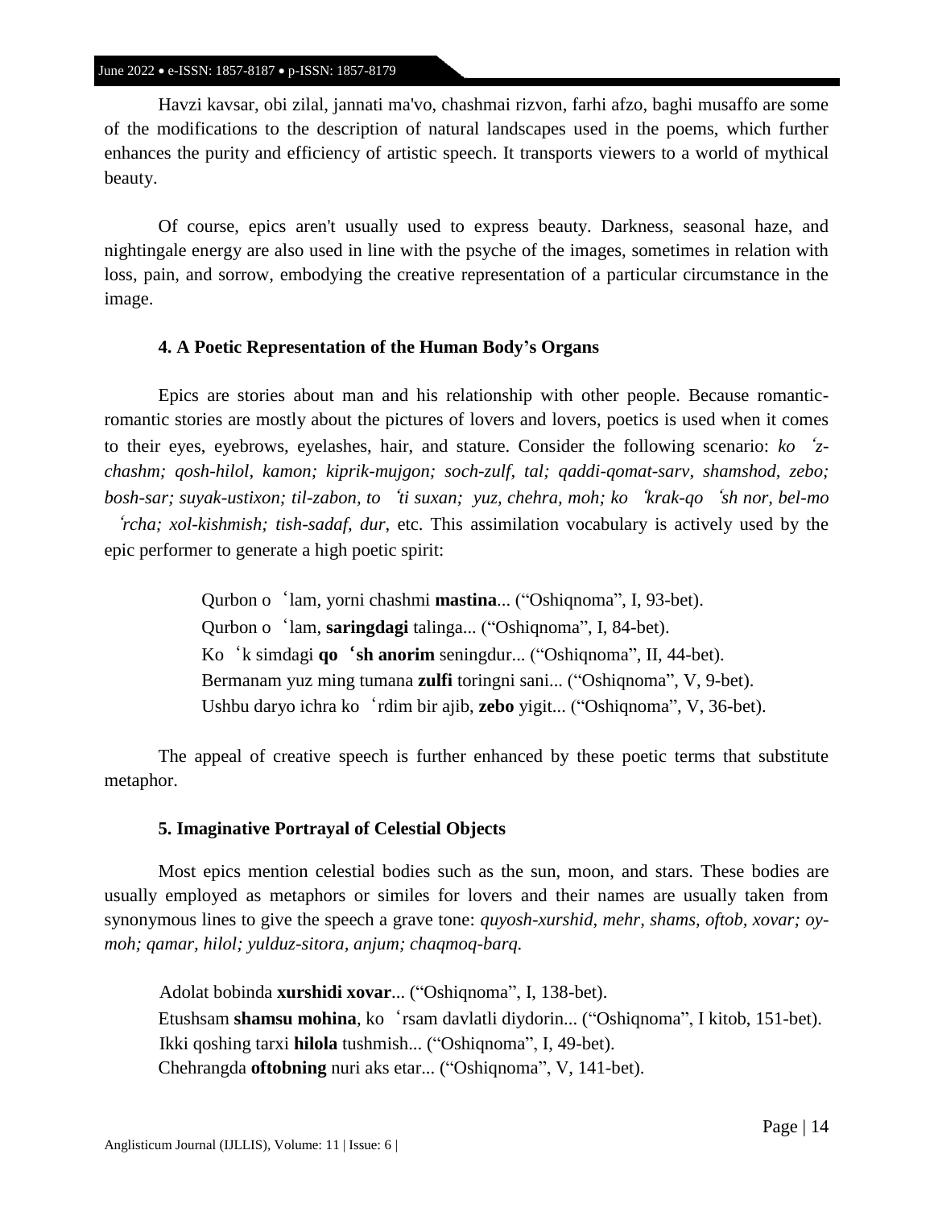Havzi kavsar, obi zilal, jannati ma'vo, chashmai rizvon, farhi afzo, baghi musaffo are some of the modifications to the description of natural landscapes used in the poems, which further enhances the purity and efficiency of artistic speech. It transports viewers to a world of mythical beauty.

Of course, epics aren't usually used to express beauty. Darkness, seasonal haze, and nightingale energy are also used in line with the psyche of the images, sometimes in relation with loss, pain, and sorrow, embodying the creative representation of a particular circumstance in the image.

### 4. A Poetic Representation of the Human Body's Organs

Epics are stories about man and his relationship with other people. Because romantic-romantic stories are mostly about the pictures of lovers and lovers, poetics is used when it comes to their eyes, eyebrows, eyelashes, hair, and stature. Consider the following scenario: *ko ʻz-chashm; qosh-hilol, kamon; kiprik-mujgon; soch-zulf, tal; qaddi-qomat-sarv, shamshod, zebo; bosh-sar; suyak-ustixon; til-zabon, to ʻti suxan; yuz, chehra, moh; ko ʻkrak-qo ʻsh nor, bel-mo ʻrcha; xol-kishmish; tish-sadaf, dur,* etc. This assimilation vocabulary is actively used by the epic performer to generate a high poetic spirit:

> Qurbon o ʻlam, yorni chashmi **mastina**... ("Oshiqnoma", I, 93-bet).
> Qurbon o ʻlam, **saringdagi** talinga... ("Oshiqnoma", I, 84-bet).
> Ko ʻk simdagi **qo ʻsh anorim** seningdur... ("Oshiqnoma", II, 44-bet).
> Bermanam yuz ming tumana **zulfi** toringni sani... ("Oshiqnoma", V, 9-bet).
> Ushbu daryo ichra ko ʻrdim bir ajib, **zebo** yigit... ("Oshiqnoma", V, 36-bet).

The appeal of creative speech is further enhanced by these poetic terms that substitute metaphor.

### 5. Imaginative Portrayal of Celestial Objects

Most epics mention celestial bodies such as the sun, moon, and stars. These bodies are usually employed as metaphors or similes for lovers and their names are usually taken from synonymous lines to give the speech a grave tone: *quyosh-xurshid, mehr, shams, oftob, xovar; oy-moh; qamar, hilol; yulduz-sitora, anjum; chaqmoq-barq.*

> Adolat bobinda **xurshidi xovar**... ("Oshiqnoma", I, 138-bet).
> Etushsam **shamsu mohina**, ko ʻrsam davlatli diydorin... ("Oshiqnoma", I kitob, 151-bet).
> Ikki qoshing tarxi **hilola** tushmish... ("Oshiqnoma", I, 49-bet).
> Chehrangda **oftobning** nuri aks etar... ("Oshiqnoma", V, 141-bet).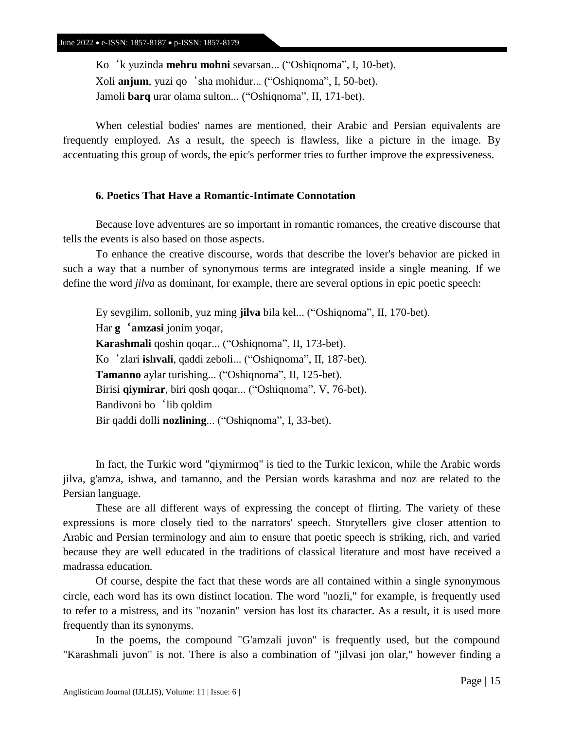Koʻk yuzinda **mehru mohni** sevarsan... ("Oshiqnoma", I, 10-bet).
Xoli **anjum**, yuzi qoʻsha mohidur... ("Oshiqnoma", I, 50-bet).
Jamoli **barq** urar olama sulton... ("Oshiqnoma", II, 171-bet).

When celestial bodies' names are mentioned, their Arabic and Persian equivalents are frequently employed. As a result, the speech is flawless, like a picture in the image. By accentuating this group of words, the epic's performer tries to further improve the expressiveness.

### 6. Poetics That Have a Romantic-Intimate Connotation

Because love adventures are so important in romantic romances, the creative discourse that tells the events is also based on those aspects.

To enhance the creative discourse, words that describe the lover's behavior are picked in such a way that a number of synonymous terms are integrated inside a single meaning. If we define the word *jilva* as dominant, for example, there are several options in epic poetic speech:

Ey sevgilim, sollonib, yuz ming **jilva** bila kel... ("Oshiqnoma", II, 170-bet).
Har **gʻamzasi** jonim yoqar,
**Karashmali** qoshin qoqar... ("Oshiqnoma", II, 173-bet).
Koʻzlari **ishvali**, qaddi zeboli... ("Oshiqnoma", II, 187-bet).
**Tamanno** aylar turishing... ("Oshiqnoma", II, 125-bet).
Birisi **qiymirar**, biri qosh qoqar... ("Oshiqnoma", V, 76-bet).
Bandivoni boʻlib qoldim
Bir qaddi dolli **nozlining**... ("Oshiqnoma", I, 33-bet).

In fact, the Turkic word "qiymirmoq" is tied to the Turkic lexicon, while the Arabic words jilva, g'amza, ishwa, and tamanno, and the Persian words karashma and noz are related to the Persian language.

These are all different ways of expressing the concept of flirting. The variety of these expressions is more closely tied to the narrators' speech. Storytellers give closer attention to Arabic and Persian terminology and aim to ensure that poetic speech is striking, rich, and varied because they are well educated in the traditions of classical literature and most have received a madrassa education.

Of course, despite the fact that these words are all contained within a single synonymous circle, each word has its own distinct location. The word "nozli," for example, is frequently used to refer to a mistress, and its "nozanin" version has lost its character. As a result, it is used more frequently than its synonyms.

In the poems, the compound "G'amzali juvon" is frequently used, but the compound "Karashmali juvon" is not. There is also a combination of "jilvasi jon olar," however finding a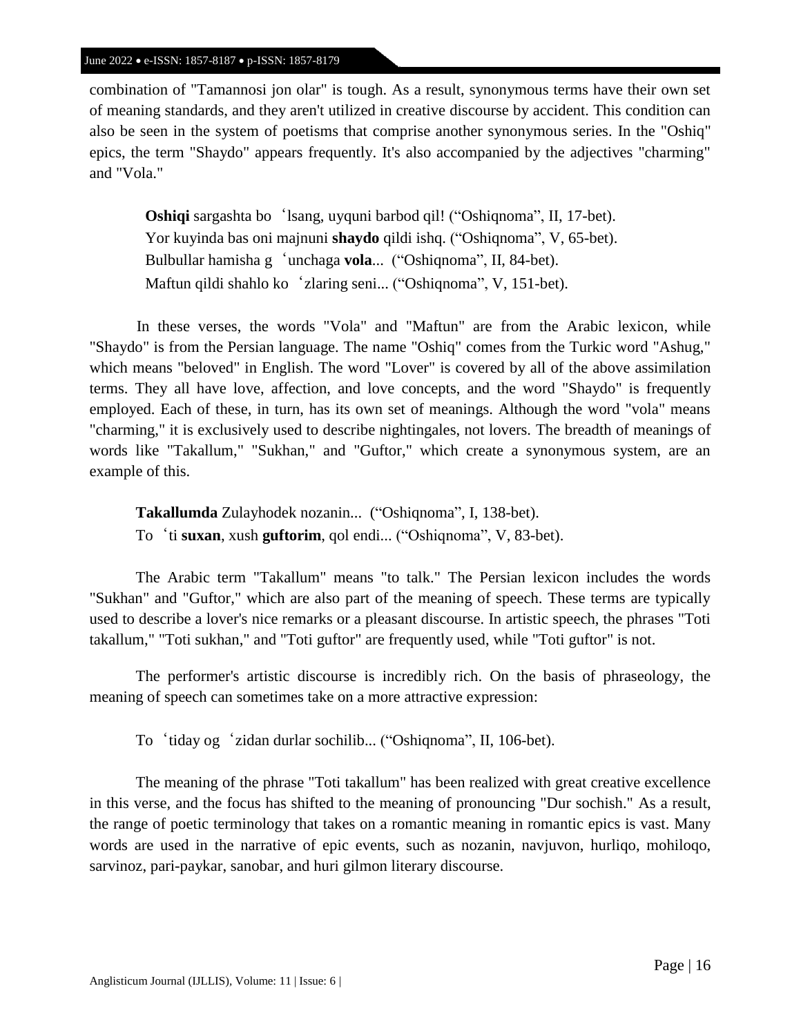combination of "Tamannosi jon olar" is tough. As a result, synonymous terms have their own set of meaning standards, and they aren't utilized in creative discourse by accident. This condition can also be seen in the system of poetisms that comprise another synonymous series. In the "Oshiq" epics, the term "Shaydo" appears frequently. It's also accompanied by the adjectives "charming" and "Vola."

> **Oshiqi** sargashta boʻlsang, uyquni barbod qil! ("Oshiqnoma", II, 17-bet).
> Yor kuyinda bas oni majnuni **shaydo** qildi ishq. ("Oshiqnoma", V, 65-bet).
> Bulbullar hamisha gʻunchaga **vola**... ("Oshiqnoma", II, 84-bet).
> Maftun qildi shahlo koʻzlaring seni... ("Oshiqnoma", V, 151-bet).

In these verses, the words "Vola" and "Maftun" are from the Arabic lexicon, while "Shaydo" is from the Persian language. The name "Oshiq" comes from the Turkic word "Ashug," which means "beloved" in English. The word "Lover" is covered by all of the above assimilation terms. They all have love, affection, and love concepts, and the word "Shaydo" is frequently employed. Each of these, in turn, has its own set of meanings. Although the word "vola" means "charming," it is exclusively used to describe nightingales, not lovers. The breadth of meanings of words like "Takallum," "Sukhan," and "Guftor," which create a synonymous system, are an example of this.

> **Takallumda** Zulayhodek nozanin... ("Oshiqnoma", I, 138-bet).
> Toʻti **suxan**, xush **guftorim**, qol endi... ("Oshiqnoma", V, 83-bet).

The Arabic term "Takallum" means "to talk." The Persian lexicon includes the words "Sukhan" and "Guftor," which are also part of the meaning of speech. These terms are typically used to describe a lover's nice remarks or a pleasant discourse. In artistic speech, the phrases "Toti takallum," "Toti sukhan," and "Toti guftor" are frequently used, while "Toti guftor" is not.

The performer's artistic discourse is incredibly rich. On the basis of phraseology, the meaning of speech can sometimes take on a more attractive expression:

> Toʻtiday ogʻzidan durlar sochilib... ("Oshiqnoma", II, 106-bet).

The meaning of the phrase "Toti takallum" has been realized with great creative excellence in this verse, and the focus has shifted to the meaning of pronouncing "Dur sochish." As a result, the range of poetic terminology that takes on a romantic meaning in romantic epics is vast. Many words are used in the narrative of epic events, such as nozanin, navjuvon, hurliqo, mohiloqo, sarvinoz, pari-paykar, sanobar, and huri gilmon literary discourse.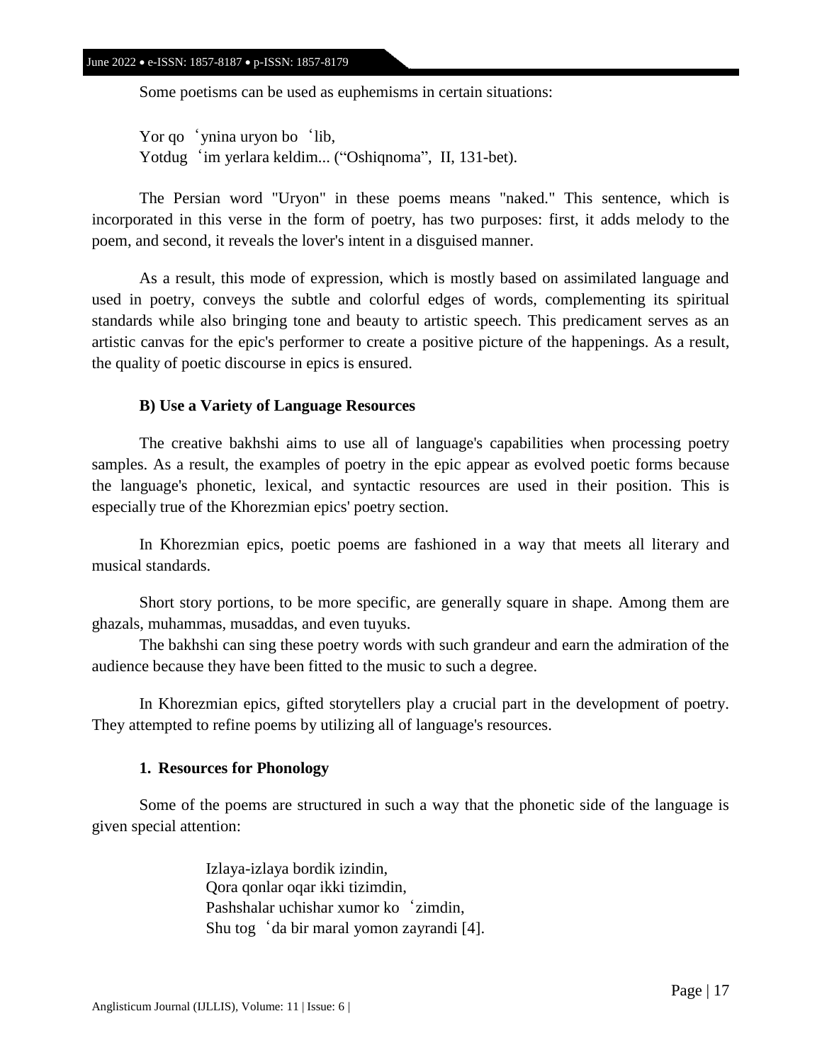Some poetisms can be used as euphemisms in certain situations:

Yor qo ʻynina uryon bo ʻlib,
Yotdug ʻim yerlara keldim... ("Oshiqnoma", II, 131-bet).

The Persian word "Uryon" in these poems means "naked." This sentence, which is incorporated in this verse in the form of poetry, has two purposes: first, it adds melody to the poem, and second, it reveals the lover's intent in a disguised manner.

As a result, this mode of expression, which is mostly based on assimilated language and used in poetry, conveys the subtle and colorful edges of words, complementing its spiritual standards while also bringing tone and beauty to artistic speech. This predicament serves as an artistic canvas for the epic's performer to create a positive picture of the happenings. As a result, the quality of poetic discourse in epics is ensured.

**B) Use a Variety of Language Resources**

The creative bakhshi aims to use all of language's capabilities when processing poetry samples. As a result, the examples of poetry in the epic appear as evolved poetic forms because the language's phonetic, lexical, and syntactic resources are used in their position. This is especially true of the Khorezmian epics' poetry section.

In Khorezmian epics, poetic poems are fashioned in a way that meets all literary and musical standards.

Short story portions, to be more specific, are generally square in shape. Among them are ghazals, muhammas, musaddas, and even tuyuks.

The bakhshi can sing these poetry words with such grandeur and earn the admiration of the audience because they have been fitted to the music to such a degree.

In Khorezmian epics, gifted storytellers play a crucial part in the development of poetry. They attempted to refine poems by utilizing all of language's resources.

**1. Resources for Phonology**

Some of the poems are structured in such a way that the phonetic side of the language is given special attention:

Izlaya-izlaya bordik izindin,
Qora qonlar oqar ikki tizimdin,
Pashshalar uchishar xumor ko ʻzimdin,
Shu tog ʻda bir maral yomon zayrandi [4].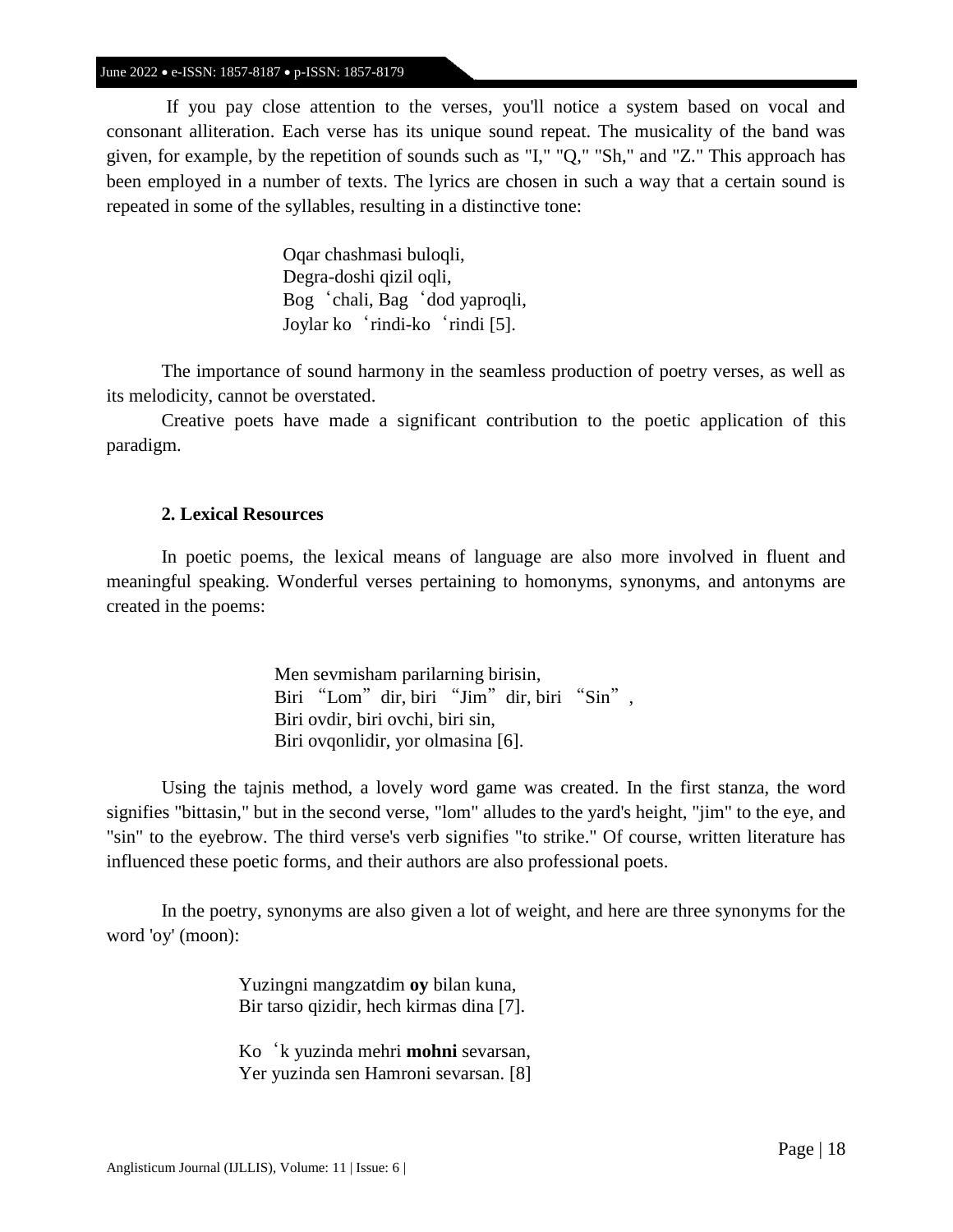If you pay close attention to the verses, you'll notice a system based on vocal and consonant alliteration. Each verse has its unique sound repeat. The musicality of the band was given, for example, by the repetition of sounds such as "I," "Q," "Sh," and "Z." This approach has been employed in a number of texts. The lyrics are chosen in such a way that a certain sound is repeated in some of the syllables, resulting in a distinctive tone:

Oqar chashmasi buloqli,  
Degra-doshi qizil oqli,  
Bog'chali, Bag'dod yaproqli,  
Joylar ko'rindi-ko'rindi [5].

The importance of sound harmony in the seamless production of poetry verses, as well as its melodicity, cannot be overstated.

Creative poets have made a significant contribution to the poetic application of this paradigm.

## 2. Lexical Resources

In poetic poems, the lexical means of language are also more involved in fluent and meaningful speaking. Wonderful verses pertaining to homonyms, synonyms, and antonyms are created in the poems:

Men sevmisham parilarning birisin,  
Biri "Lom" dir, biri "Jim" dir, biri "Sin",  
Biri ovdir, biri ovchi, biri sin,  
Biri ovqonlidir, yor olmasina [6].

Using the tajnis method, a lovely word game was created. In the first stanza, the word signifies "bittasin," but in the second verse, "lom" alludes to the yard's height, "jim" to the eye, and "sin" to the eyebrow. The third verse's verb signifies "to strike." Of course, written literature has influenced these poetic forms, and their authors are also professional poets.

In the poetry, synonyms are also given a lot of weight, and here are three synonyms for the word 'oy' (moon):

Yuzingni mangzatdim **oy** bilan kuna,  
Bir tarso qizidir, hech kirmas dina [7].

Ko'k yuzinda mehri **mohni** sevarsan,  
Yer yuzinda sen Hamroni sevarsan. [8]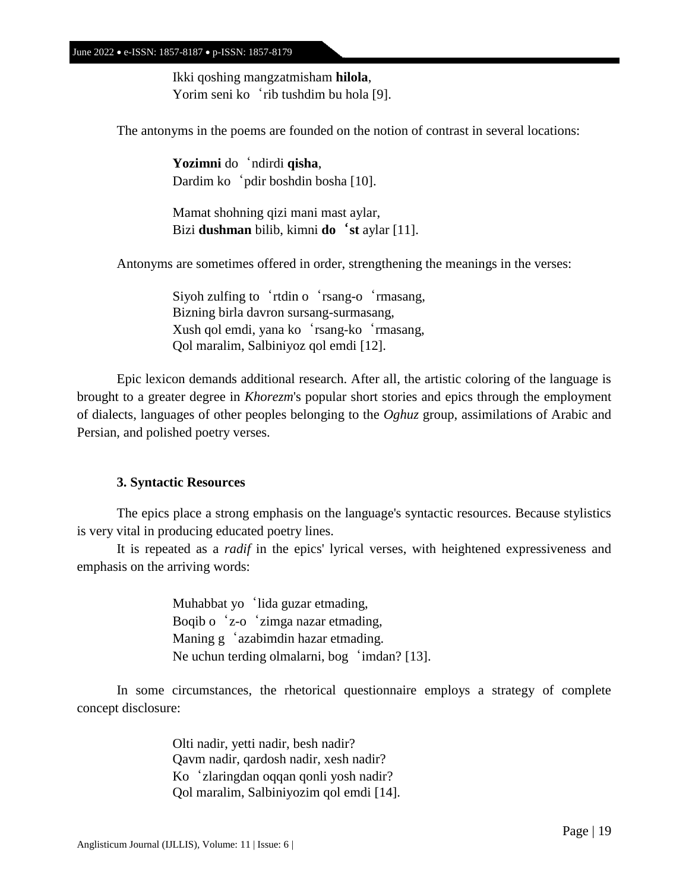Ikki qoshing mangzatmisham **hilola**,
Yorim seni koʻrib tushdim bu hola [9].

The antonyms in the poems are founded on the notion of contrast in several locations:

**Yozimni** doʻndirdi **qisha**,
Dardim koʻpdir boshdin bosha [10].

Mamat shohning qizi mani mast aylar,
Bizi **dushman** bilib, kimni **doʻst** aylar [11].

Antonyms are sometimes offered in order, strengthening the meanings in the verses:

Siyoh zulfing toʻrtdin oʻrsang-oʻrmasang,
Bizning birla davron sursang-surmasang,
Xush qol emdi, yana koʻrsang-koʻrmasang,
Qol maralim, Salbiniyoz qol emdi [12].

Epic lexicon demands additional research. After all, the artistic coloring of the language is brought to a greater degree in *Khorezm*'s popular short stories and epics through the employment of dialects, languages of other peoples belonging to the *Oghuz* group, assimilations of Arabic and Persian, and polished poetry verses.

### 3. Syntactic Resources

The epics place a strong emphasis on the language's syntactic resources. Because stylistics is very vital in producing educated poetry lines.

It is repeated as a *radif* in the epics' lyrical verses, with heightened expressiveness and emphasis on the arriving words:

Muhabbat yoʻlida guzar etmading,
Boqib oʻz-oʻzimga nazar etmading,
Maning gʻazabimdin hazar etmading.
Ne uchun terding olmalarni, bogʻimdan? [13].

In some circumstances, the rhetorical questionnaire employs a strategy of complete concept disclosure:

Olti nadir, yetti nadir, besh nadir?
Qavm nadir, qardosh nadir, xesh nadir?
Koʻzlaringdan oqqan qonli yosh nadir?
Qol maralim, Salbiniyozim qol emdi [14].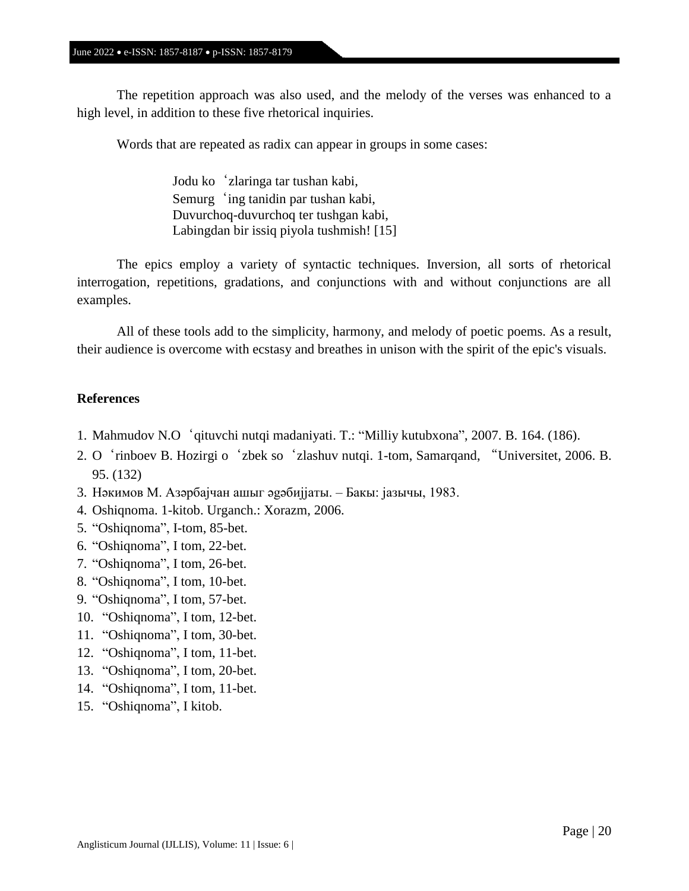The repetition approach was also used, and the melody of the verses was enhanced to a high level, in addition to these five rhetorical inquiries.

Words that are repeated as radix can appear in groups in some cases:

> Jodu koʻzlaringa tar tushan kabi,
> Semurgʻing tanidin par tushan kabi,
> Duvurchoq-duvurchoq ter tushgan kabi,
> Labingdan bir issiq piyola tushmish! [15]

The epics employ a variety of syntactic techniques. Inversion, all sorts of rhetorical interrogation, repetitions, gradations, and conjunctions with and without conjunctions are all examples.

All of these tools add to the simplicity, harmony, and melody of poetic poems. As a result, their audience is overcome with ecstasy and breathes in unison with the spirit of the epic's visuals.

**References**

1. Mahmudov N.Oʻqituvchi nutqi madaniyati. T.: "Milliy kutubxona", 2007. B. 164. (186).
2. Oʻrinboev B. Hozirgi oʻzbek soʻzlashuv nutqi. 1-tom, Samarqand, "Universitet, 2006. B. 95. (132)
3. Нәкимов М. Азәрбајчан ашыг әдәбијјаты. – Бакы: јазычы, 1983.
4. Oshiqnoma. 1-kitob. Urganch.: Xorazm, 2006.
5. "Oshiqnoma", I-tom, 85-bet.
6. "Oshiqnoma", I tom, 22-bet.
7. "Oshiqnoma", I tom, 26-bet.
8. "Oshiqnoma", I tom, 10-bet.
9. "Oshiqnoma", I tom, 57-bet.
10. "Oshiqnoma", I tom, 12-bet.
11. "Oshiqnoma", I tom, 30-bet.
12. "Oshiqnoma", I tom, 11-bet.
13. "Oshiqnoma", I tom, 20-bet.
14. "Oshiqnoma", I tom, 11-bet.
15. "Oshiqnoma", I kitob.